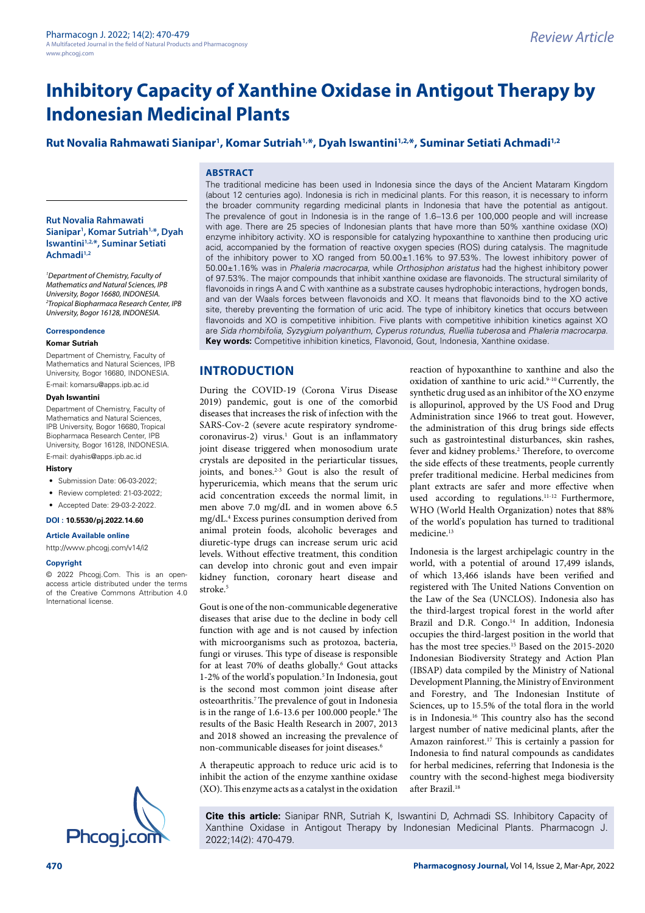# Inhibitory Capacity of Xanthine Oxidase in Antigout Therapy by Indonesian Medicinal Plants

**Rut Novalia Rahmawati Sianipar[1], Komar Sutriah[1,*], Dyah Iswantini[1,2,*], Suminar Setiati Achmadi[1,2]**

## ABSTRACT

The traditional medicine has been used in Indonesia since the days of the Ancient Mataram Kingdom (about 12 centuries ago). Indonesia is rich in medicinal plants. For this reason, it is necessary to inform the broader community regarding medicinal plants in Indonesia that have the potential as antigout. The prevalence of gout in Indonesia is in the range of 1.6–13.6 per 100,000 people and will increase with age. There are 25 species of Indonesian plants that have more than 50% xanthine oxidase (XO) enzyme inhibitory activity. XO is responsible for catalyzing hypoxanthine to xanthine then producing uric acid, accompanied by the formation of reactive oxygen species (ROS) during catalysis. The magnitude of the inhibitory power to XO ranged from 50.00±1.16% to 97.53%. The lowest inhibitory power of 50.00±1.16% was in *Phaleria macrocarpa*, while *Orthosiphon aristatus* had the highest inhibitory power of 97.53%. The major compounds that inhibit xanthine oxidase are flavonoids. The structural similarity of flavonoids in rings A and C with xanthine as a substrate causes hydrophobic interactions, hydrogen bonds, and van der Waals forces between flavonoids and XO. It means that flavonoids bind to the XO active site, thereby preventing the formation of uric acid. The type of inhibitory kinetics that occurs between flavonoids and XO is competitive inhibition. Five plants with competitive inhibition kinetics against XO are *Sida rhombifolia*, *Syzygium polyanthum*, *Cyperus rotundus*, *Ruellia tuberosa* and *Phaleria macrocarpa*.

**Key words:** Competitive inhibition kinetics, Flavonoid, Gout, Indonesia, Xanthine oxidase.

**Rut Novalia Rahmawati Sianipar[1], Komar Sutriah[1,*], Dyah Iswantini[1,2,*], Suminar Setiati Achmadi[1,2]**

[1]*Department of Chemistry, Faculty of Mathematics and Natural Sciences, IPB University, Bogor 16680, INDONESIA.*
[2]*Tropical Biopharmaca Research Center, IPB University, Bogor 16128, INDONESIA.*

**Correspondence**

**Komar Sutriah**

Department of Chemistry, Faculty of Mathematics and Natural Sciences, IPB University, Bogor 16680, INDONESIA.

E-mail: komarsu@apps.ipb.ac.id

**Dyah Iswantini**

Department of Chemistry, Faculty of Mathematics and Natural Sciences, IPB University, Bogor 16680, Tropical Biopharmaca Research Center, IPB University, Bogor 16128, INDONESIA.

E-mail: dyahis@apps.ipb.ac.id

**History**

- Submission Date: 06-03-2022;
- Review completed: 21-03-2022;
- Accepted Date: 29-03-2-2022.

**DOI : 10.5530/pj.2022.14.60**

**Article Available online**

http://www.phcogj.com/v14/i2

**Copyright**

© 2022 Phcogj.Com. This is an open-access article distributed under the terms of the Creative Commons Attribution 4.0 International license.

## INTRODUCTION

During the COVID-19 (Corona Virus Disease 2019) pandemic, gout is one of the comorbid diseases that increases the risk of infection with the SARS-Cov-2 (severe acute respiratory syndrome-coronavirus-2) virus.[1] Gout is an inflammatory joint disease triggered when monosodium urate crystals are deposited in the periarticular tissues, joints, and bones.[2-3] Gout is also the result of hyperuricemia, which means that the serum uric acid concentration exceeds the normal limit, in men above 7.0 mg/dL and in women above 6.5 mg/dL.[4] Excess purines consumption derived from animal protein foods, alcoholic beverages and diuretic-type drugs can increase serum uric acid levels. Without effective treatment, this condition can develop into chronic gout and even impair kidney function, coronary heart disease and stroke.[5]

Gout is one of the non-communicable degenerative diseases that arise due to the decline in body cell function with age and is not caused by infection with microorganisms such as protozoa, bacteria, fungi or viruses. This type of disease is responsible for at least 70% of deaths globally.[6] Gout attacks 1-2% of the world's population.[5] In Indonesia, gout is the second most common joint disease after osteoarthritis.[7] The prevalence of gout in Indonesia is in the range of 1.6-13.6 per 100.000 people.[8] The results of the Basic Health Research in 2007, 2013 and 2018 showed an increasing the prevalence of non-communicable diseases for joint diseases.[6]

A therapeutic approach to reduce uric acid is to inhibit the action of the enzyme xanthine oxidase (XO). This enzyme acts as a catalyst in the oxidation reaction of hypoxanthine to xanthine and also the oxidation of xanthine to uric acid.[9-10] Currently, the synthetic drug used as an inhibitor of the XO enzyme is allopurinol, approved by the US Food and Drug Administration since 1966 to treat gout. However, the administration of this drug brings side effects such as gastrointestinal disturbances, skin rashes, fever and kidney problems.[2] Therefore, to overcome the side effects of these treatments, people currently prefer traditional medicine. Herbal medicines from plant extracts are safer and more effective when used according to regulations.[11-12] Furthermore, WHO (World Health Organization) notes that 88% of the world's population has turned to traditional medicine.[13]

Indonesia is the largest archipelagic country in the world, with a potential of around 17,499 islands, of which 13,466 islands have been verified and registered with The United Nations Convention on the Law of the Sea (UNCLOS). Indonesia also has the third-largest tropical forest in the world after Brazil and D.R. Congo.[14] In addition, Indonesia occupies the third-largest position in the world that has the most tree species.[15] Based on the 2015-2020 Indonesian Biodiversity Strategy and Action Plan (IBSAP) data compiled by the Ministry of National Development Planning, the Ministry of Environment and Forestry, and The Indonesian Institute of Sciences, up to 15.5% of the total flora in the world is in Indonesia.[16] This country also has the second largest number of native medicinal plants, after the Amazon rainforest.[17] This is certainly a passion for Indonesia to find natural compounds as candidates for herbal medicines, referring that Indonesia is the country with the second-highest mega biodiversity after Brazil.[18]

**Cite this article:** Sianipar RNR, Sutriah K, Iswantini D, Achmadi SS. Inhibitory Capacity of Xanthine Oxidase in Antigout Therapy by Indonesian Medicinal Plants. Pharmacogn J. 2022;14(2): 470-479.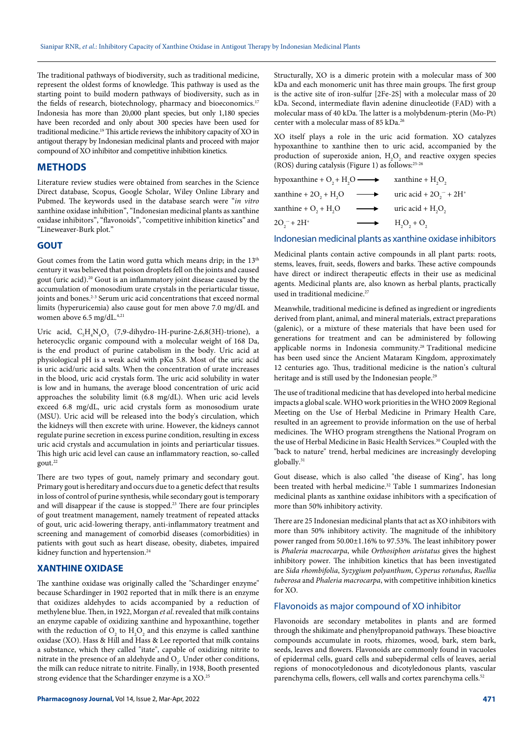The traditional pathways of biodiversity, such as traditional medicine, represent the oldest forms of knowledge. This pathway is used as the starting point to build modern pathways of biodiversity, such as in the fields of research, biotechnology, pharmacy and bioeconomics.[17] Indonesia has more than 20,000 plant species, but only 1,180 species have been recorded and only about 300 species have been used for traditional medicine.[19] This article reviews the inhibitory capacity of XO in antigout therapy by Indonesian medicinal plants and proceed with major compound of XO inhibitor and competitive inhibition kinetics.

## METHODS

Literature review studies were obtained from searches in the Science Direct database, Scopus, Google Scholar, Wiley Online Library and Pubmed. The keywords used in the database search were "*in vitro* xanthine oxidase inhibition", "Indonesian medicinal plants as xanthine oxidase inhibitors", "flavonoids", "competitive inhibition kinetics" and "Lineweaver-Burk plot."

## GOUT

Gout comes from the Latin word gutta which means drip; in the 13th century it was believed that poison droplets fell on the joints and caused gout (uric acid).[20] Gout is an inflammatory joint disease caused by the accumulation of monosodium urate crystals in the periarticular tissue, joints and bones.[2-3] Serum uric acid concentrations that exceed normal limits (hyperuricemia) also cause gout for men above 7.0 mg/dL and women above 6.5 mg/dL.[4,21]

Uric acid, $C_5H_4N_4O_3$ (7,9-dihydro-1H-purine-2,6,8(3H)-trione), a heterocyclic organic compound with a molecular weight of 168 Da, is the end product of purine catabolism in the body. Uric acid at physiological pH is a weak acid with pKα 5.8. Most of the uric acid is uric acid/uric acid salts. When the concentration of urate increases in the blood, uric acid crystals form. The uric acid solubility in water is low and in humans, the average blood concentration of uric acid approaches the solubility limit (6.8 mg/dL). When uric acid levels exceed 6.8 mg/dL, uric acid crystals form as monosodium urate (MSU). Uric acid will be released into the body's circulation, which the kidneys will then excrete with urine. However, the kidneys cannot regulate purine secretion in excess purine condition, resulting in excess uric acid crystals and accumulation in joints and periarticular tissues. This high uric acid level can cause an inflammatory reaction, so-called gout.[22]

There are two types of gout, namely primary and secondary gout. Primary gout is hereditary and occurs due to a genetic defect that results in loss of control of purine synthesis, while secondary gout is temporary and will disappear if the cause is stopped.[23] There are four principles of gout treatment management, namely treatment of repeated attacks of gout, uric acid-lowering therapy, anti-inflammatory treatment and screening and management of comorbid diseases (comorbidities) in patients with gout such as heart disease, obesity, diabetes, impaired kidney function and hypertension.[24]

## XANTHINE OXIDASE

The xanthine oxidase was originally called the "Schardinger enzyme" because Schardinger in 1902 reported that in milk there is an enzyme that oxidizes aldehydes to acids accompanied by a reduction of methylene blue. Then, in 1922, Morgan *et al*. revealed that milk contains an enzyme capable of oxidizing xanthine and hypoxanthine, together with the reduction of $O_2$ to $H_2O_2$ and this enzyme is called xanthine oxidase (XO). Hass & Hill and Hass & Lee reported that milk contains a substance, which they called "itate", capable of oxidizing nitrite to nitrate in the presence of an aldehyde and $O_2$. Under other conditions, the milk can reduce nitrate to nitrite. Finally, in 1938, Booth presented strong evidence that the Schardinger enzyme is a XO.[25]

Structurally, XO is a dimeric protein with a molecular mass of 300 kDa and each monomeric unit has three main groups. The first group is the active site of iron-sulfur [2Fe-2S] with a molecular mass of 20 kDa. Second, intermediate flavin adenine dinucleotide (FAD) with a molecular mass of 40 kDa. The latter is a molybdenum-pterin (Mo-Pt) center with a molecular mass of 85 kDa.[26]

XO itself plays a role in the uric acid formation. XO catalyzes hypoxanthine to xanthine then to uric acid, accompanied by the production of superoxide anion, $H_2O_2$ and reactive oxygen species (ROS) during catalysis (Figure 1) as follows:[25-26]

$$\text{hypoxanthine} + O_2 + H_2O \longrightarrow \text{xanthine} + H_2O_2$$

$$\text{xanthine} + 2O_2 + H_2O \longrightarrow \text{uric acid} + 2O_2^{\cdot-} + 2H^+$$

$$\text{xanthine} + O_2 + H_2O \longrightarrow \text{uric acid} + H_2O_2$$

$$2O_2^{\cdot-} + 2H^+ \longrightarrow H_2O_2 + O_2$$

### Indonesian medicinal plants as xanthine oxidase inhibitors

Medicinal plants contain active compounds in all plant parts: roots, stems, leaves, fruit, seeds, flowers and barks. These active compounds have direct or indirect therapeutic effects in their use as medicinal agents. Medicinal plants are, also known as herbal plants, practically used in traditional medicine.[27]

Meanwhile, traditional medicine is defined as ingredient or ingredients derived from plant, animal, and mineral materials, extract preparations (galenic), or a mixture of these materials that have been used for generations for treatment and can be administered by following applicable norms in Indonesia community.[28] Traditional medicine has been used since the Ancient Mataram Kingdom, approximately 12 centuries ago. Thus, traditional medicine is the nation's cultural heritage and is still used by the Indonesian people.[29]

The use of traditional medicine that has developed into herbal medicine impacts a global scale. WHO work priorities in the WHO 2009 Regional Meeting on the Use of Herbal Medicine in Primary Health Care, resulted in an agreement to provide information on the use of herbal medicines. The WHO program strengthens the National Program on the use of Herbal Medicine in Basic Health Services.[30] Coupled with the "back to nature" trend, herbal medicines are increasingly developing globally.[31]

Gout disease, which is also called "the disease of King", has long been treated with herbal medicine.[32] Table 1 summarizes Indonesian medicinal plants as xanthine oxidase inhibitors with a specification of more than 50% inhibitory activity.

There are 25 Indonesian medicinal plants that act as XO inhibitors with more than 50% inhibitory activity. The magnitude of the inhibitory power ranged from 50.00±1.16% to 97.53%. The least inhibitory power is *Phaleria macrocarpa*, while *Orthosiphon aristatus* gives the highest inhibitory power. The inhibition kinetics that has been investigated are *Sida rhombifolia*, *Syzygium polyanthum*, *Cyperus rotundus*, *Ruellia tuberosa* and *Phaleria macrocarpa*, with competitive inhibition kinetics for XO.

### Flavonoids as major compound of XO inhibitor

Flavonoids are secondary metabolites in plants and are formed through the shikimate and phenylpropanoid pathways. These bioactive compounds accumulate in roots, rhizomes, wood, bark, stem bark, seeds, leaves and flowers. Flavonoids are commonly found in vacuoles of epidermal cells, guard cells and subepidermal cells of leaves, aerial regions of monocotyledonous and dicotyledonous plants, vascular parenchyma cells, flowers, cell walls and cortex parenchyma cells.[52]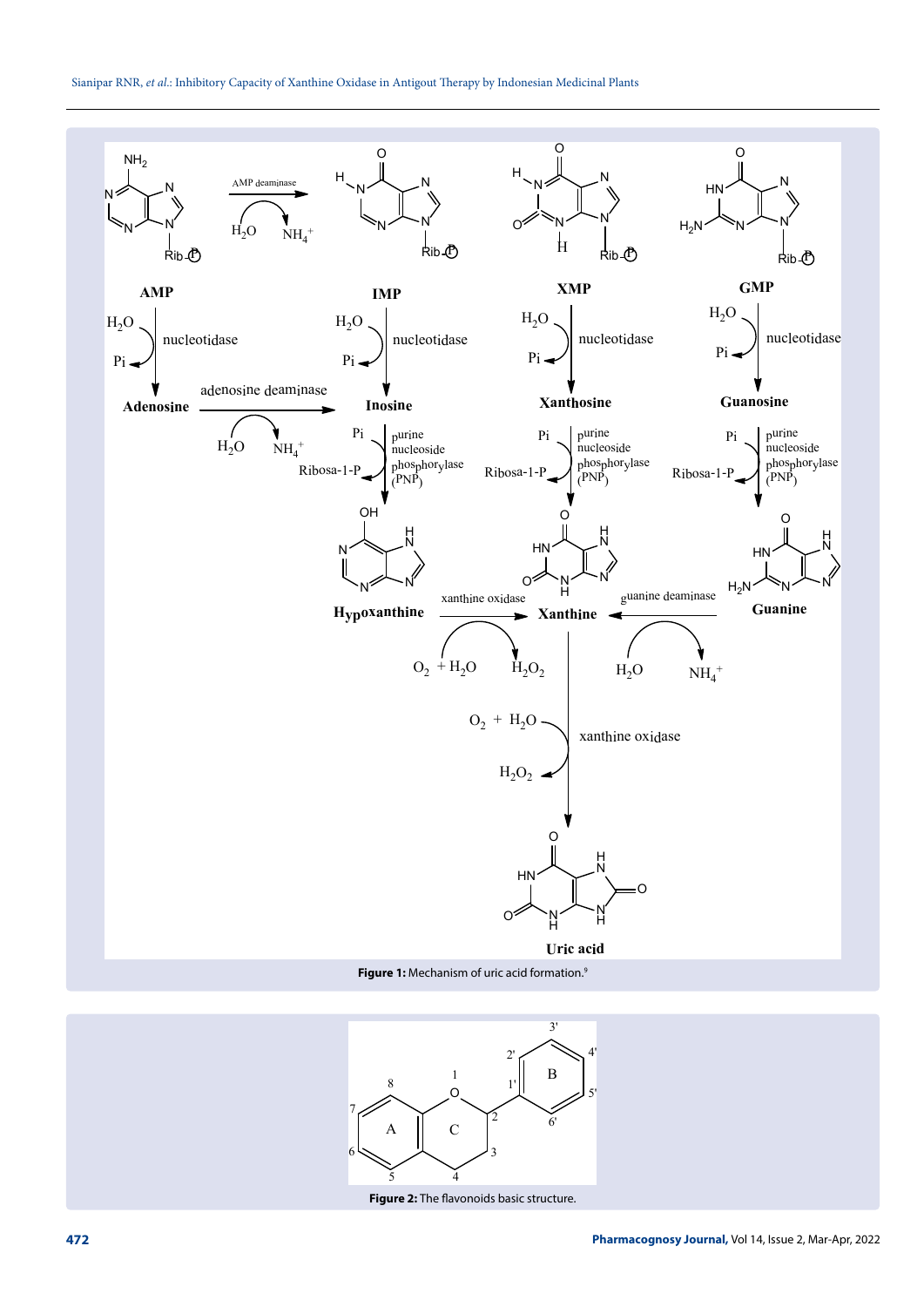Figure 1: Mechanism of uric acid formation.[9]

Figure 2: The flavonoids basic structure.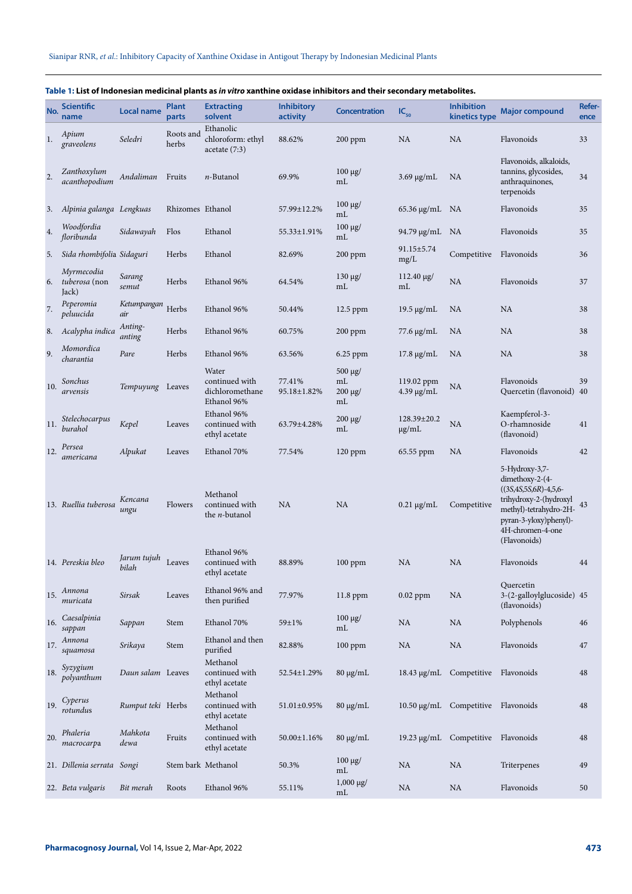**Table 1: List of Indonesian medicinal plants as *in vitro* xanthine oxidase inhibitors and their secondary metabolites.**

| No. | Scientific name | Local name | Plant parts | Extracting solvent | Inhibitory activity | Concentration | $IC_{50}$ | Inhibition kinetics type | Major compound | Reference |
|---|---|---|---|---|---|---|---|---|---|---|
| 1. | *Apium graveolens* | *Seledri* | Roots and herbs | Ethanolic chloroform: ethyl acetate (7:3) | 88.62% | 200 ppm | NA | NA | Flavonoids | 33 |
| 2. | *Zanthoxylum acanthopodium* | *Andaliman* | Fruits | *n*-Butanol | 69.9% | 100 μg/mL | 3.69 μg/mL | NA | Flavonoids, alkaloids, tannins, glycosides, anthraquinones, terpenoids | 34 |
| 3. | *Alpinia galanga* | *Lengkuas* | Rhizomes | Ethanol | 57.99±12.2% | 100 μg/mL | 65.36 μg/mL | NA | Flavonoids | 35 |
| 4. | *Woodfordia floribunda* | *Sidawayah* | Flos | Ethanol | 55.33±1.91% | 100 μg/mL | 94.79 μg/mL | NA | Flavonoids | 35 |
| 5. | *Sida rhombifolia* | *Sidaguri* | Herbs | Ethanol | 82.69% | 200 ppm | 91.15±5.74 mg/L | Competitive | Flavonoids | 36 |
| 6. | *Myrmecodia tuberosa* (non Jack) | *Sarang semut* | Herbs | Ethanol 96% | 64.54% | 130 μg/mL | 112.40 μg/mL | NA | Flavonoids | 37 |
| 7. | *Peperomia peluucida* | *Ketumpangan air* | Herbs | Ethanol 96% | 50.44% | 12.5 ppm | 19.5 μg/mL | NA | NA | 38 |
| 8. | *Acalypha indica* | *Anting-anting* | Herbs | Ethanol 96% | 60.75% | 200 ppm | 77.6 μg/mL | NA | NA | 38 |
| 9. | *Momordica charantia* | *Pare* | Herbs | Ethanol 96% | 63.56% | 6.25 ppm | 17.8 μg/mL | NA | NA | 38 |
| 10. | *Sonchus arvensis* | *Tempuyung* | Leaves | Water continued with dichloromethane Ethanol 96% | 77.41% 95.18±1.82% | 500 μg/mL 200 μg/mL | 119.02 ppm 4.39 μg/mL | NA | Flavonoids Quercetin (flavonoid) | 39 40 |
| 11. | *Stelechocarpus burahol* | *Kepel* | Leaves | Ethanol 96% continued with ethyl acetate | 63.79±4.28% | 200 μg/mL | 128.39±20.2 μg/mL | NA | Kaempferol-3-O-rhamnoside (flavonoid) | 41 |
| 12. | *Persea americana* | *Alpukat* | Leaves | Ethanol 70% | 77.54% | 120 ppm | 65.55 ppm | NA | Flavonoids | 42 |
| 13. | *Ruellia tuberosa* | *Kencana ungu* | Flowers | Methanol continued with the *n*-butanol | NA | NA | 0.21 μg/mL | Competitive | 5-Hydroxy-3,7-dimethoxy-2-(4-((3*S*,4*S*,5*S*,6*R*)-4,5,6-trihydroxy-2-(hydroxyl methyl)-tetrahydro-2H-pyran-3-yloxy)phenyl)-4H-chromen-4-one (Flavonoids) | 43 |
| 14. | *Pereskia bleo* | *Jarum tujuh bilah* | Leaves | Ethanol 96% continued with ethyl acetate | 88.89% | 100 ppm | NA | NA | Flavonoids | 44 |
| 15. | *Annona muricata* | *Sirsak* | Leaves | Ethanol 96% and then purified | 77.97% | 11.8 ppm | 0.02 ppm | NA | Quercetin 3-(2-galloylglucoside) (flavonoids) | 45 |
| 16. | *Caesalpinia sappan* | *Sappan* | Stem | Ethanol 70% | 59±1% | 100 μg/mL | NA | NA | Polyphenols | 46 |
| 17. | *Annona squamosa* | *Srikaya* | Stem | Ethanol and then purified | 82.88% | 100 ppm | NA | NA | Flavonoids | 47 |
| 18. | *Syzygium polyanthum* | *Daun salam* | Leaves | Methanol continued with ethyl acetate | 52.54±1.29% | 80 μg/mL | 18.43 μg/mL | Competitive | Flavonoids | 48 |
| 19. | *Cyperus rotundus* | *Rumput teki* | Herbs | Methanol continued with ethyl acetate | 51.01±0.95% | 80 μg/mL | 10.50 μg/mL | Competitive | Flavonoids | 48 |
| 20. | *Phaleria macrocarpa* | *Mahkota dewa* | Fruits | Methanol continued with ethyl acetate | 50.00±1.16% | 80 μg/mL | 19.23 μg/mL | Competitive | Flavonoids | 48 |
| 21. | *Dillenia serrata* | *Songi* | Stem bark | Methanol | 50.3% | 100 μg/mL | NA | NA | Triterpenes | 49 |
| 22. | *Beta vulgaris* | *Bit merah* | Roots | Ethanol 96% | 55.11% | 1,000 μg/mL | NA | NA | Flavonoids | 50 |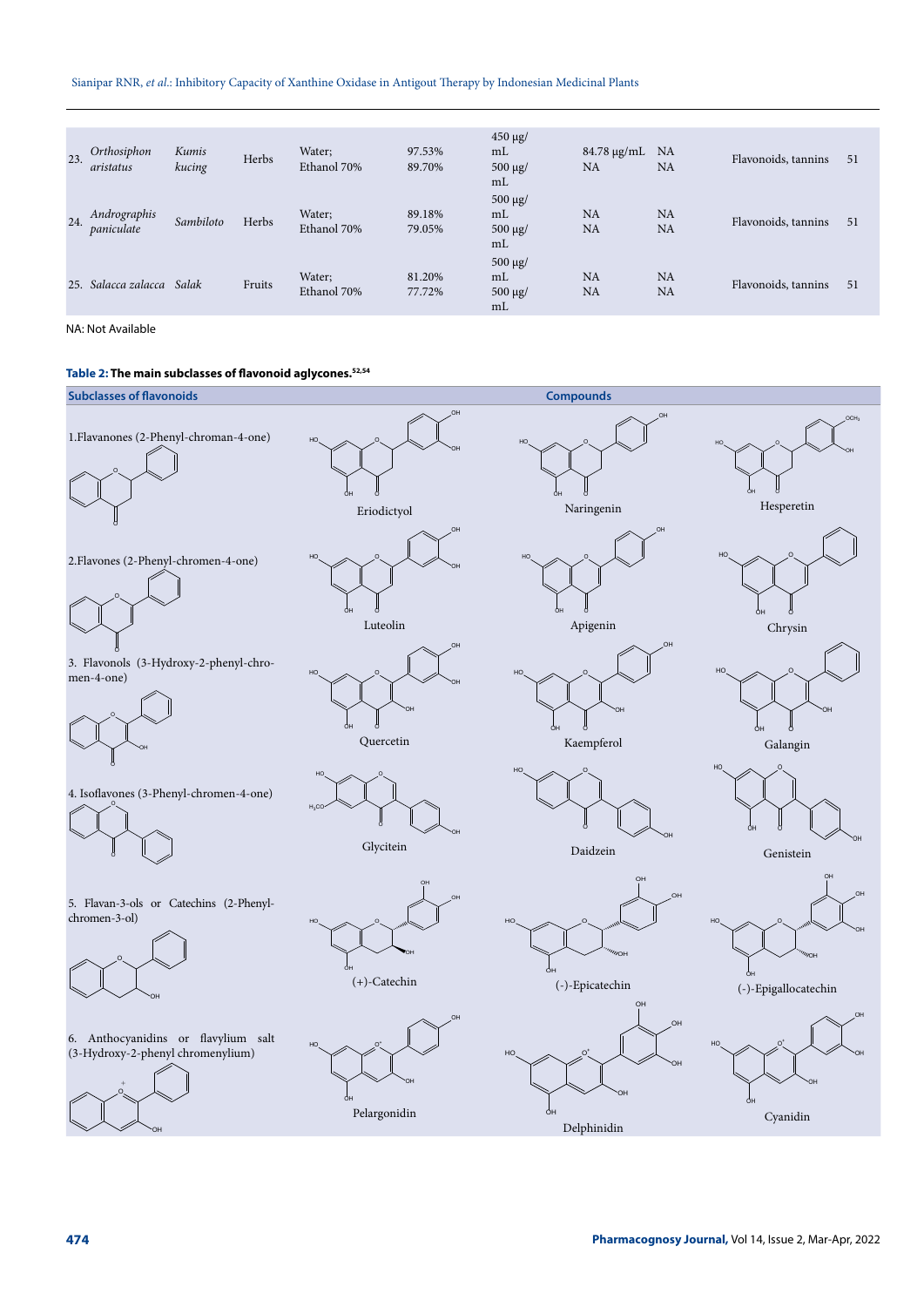| | | | | | | | | | | |
|---|---|---|---|---|---|---|---|---|---|---|
| 23. | *Orthosiphon aristatus* | *Kumis kucing* | Herbs | Water; Ethanol 70% | 97.53% 89.70% | 450 μg/mL 500 μg/mL | 84.78 μg/mL NA | NA NA | Flavonoids, tannins | 51 |
| 24. | *Andrographis paniculate* | *Sambiloto* | Herbs | Water; Ethanol 70% | 89.18% 79.05% | 500 μg/mL 500 μg/mL | NA NA | NA NA | Flavonoids, tannins | 51 |
| 25. | *Salacca zalacca* | *Salak* | Fruits | Water; Ethanol 70% | 81.20% 77.72% | 500 μg/mL 500 μg/mL | NA NA | NA NA | Flavonoids, tannins | 51 |

NA: Not Available

**Table 2: The main subclasses of flavonoid aglycones.[52,54]**

| Subclasses of flavonoids | Compounds | | |
|---|---|---|---|
| 1. Flavanones (2-Phenyl-chroman-4-one) | Eriodictyol | Naringenin | Hesperetin |
| 2. Flavones (2-Phenyl-chromen-4-one) | Luteolin | Apigenin | Chrysin |
| 3. Flavonols (3-Hydroxy-2-phenyl-chromen-4-one) | Quercetin | Kaempferol | Galangin |
| 4. Isoflavones (3-Phenyl-chromen-4-one) | Glycitein | Daidzein | Genistein |
| 5. Flavan-3-ols or Catechins (2-Phenyl-chromen-3-ol) | (+)-Catechin | (-)-Epicatechin | (-)-Epigallocatechin |
| 6. Anthocyanidins or flavylium salt (3-Hydroxy-2-phenyl chromenylium) | Pelargonidin | Delphinidin | Cyanidin |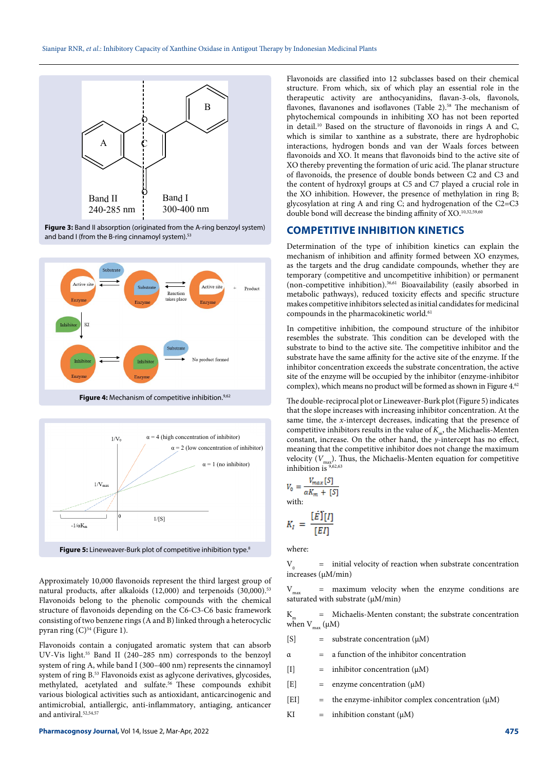Figure 3: Band II absorption (originated from the A-ring benzoyl system) and band I (from the B-ring cinnamoyl system).[53]

Figure 4: Mechanism of competitive inhibition.[9,62]

Figure 5: Lineweaver-Burk plot of competitive inhibition type.[8]

Approximately 10,000 flavonoids represent the third largest group of natural products, after alkaloids (12,000) and terpenoids (30,000).[53] Flavonoids belong to the phenolic compounds with the chemical structure of flavonoids depending on the C6-C3-C6 basic framework consisting of two benzene rings (A and B) linked through a heterocyclic pyran ring (C)[54] (Figure 1).

Flavonoids contain a conjugated aromatic system that can absorb UV-Vis light.[55] Band II (240–285 nm) corresponds to the benzoyl system of ring A, while band I (300–400 nm) represents the cinnamoyl system of ring B.[53] Flavonoids exist as aglycone derivatives, glycosides, methylated, acetylated and sulfate.[56] These compounds exhibit various biological activities such as antioxidant, anticarcinogenic and antimicrobial, antiallergic, anti-inflammatory, antiaging, anticancer and antiviral.[52,54,57]

Flavonoids are classified into 12 subclasses based on their chemical structure. From which, six of which play an essential role in the therapeutic activity are anthocyanidins, flavan-3-ols, flavonols, flavones, flavanones and isoflavones (Table 2).[58] The mechanism of phytochemical compounds in inhibiting XO has not been reported in detail.[10] Based on the structure of flavonoids in rings A and C, which is similar to xanthine as a substrate, there are hydrophobic interactions, hydrogen bonds and van der Waals forces between flavonoids and XO. It means that flavonoids bind to the active site of XO thereby preventing the formation of uric acid. The planar structure of flavonoids, the presence of double bonds between C2 and C3 and the content of hydroxyl groups at C5 and C7 played a crucial role in the XO inhibition. However, the presence of methylation in ring B; glycosylation at ring A and ring C; and hydrogenation of the C2=C3 double bond will decrease the binding affinity of XO.[10,32,59,60]

## COMPETITIVE INHIBITION KINETICS

Determination of the type of inhibition kinetics can explain the mechanism of inhibition and affinity formed between XO enzymes, as the targets and the drug candidate compounds, whether they are temporary (competitive and uncompetitive inhibition) or permanent (non-competitive inhibition).[36,61] Bioavailability (easily absorbed in metabolic pathways), reduced toxicity effects and specific structure makes competitive inhibitors selected as initial candidates for medicinal compounds in the pharmacokinetic world.[61]

In competitive inhibition, the compound structure of the inhibitor resembles the substrate. This condition can be developed with the substrate to bind to the active site. The competitive inhibitor and the substrate have the same affinity for the active site of the enzyme. If the inhibitor concentration exceeds the substrate concentration, the active site of the enzyme will be occupied by the inhibitor (enzyme-inhibitor complex), which means no product will be formed as shown in Figure 4.[62]

The double-reciprocal plot or Lineweaver-Burk plot (Figure 5) indicates that the slope increases with increasing inhibitor concentration. At the same time, the *x*-intercept decreases, indicating that the presence of competitive inhibitors results in the value of $K_m$, the Michaelis-Menten constant, increase. On the other hand, the *y*-intercept has no effect, meaning that the competitive inhibitor does not change the maximum velocity ($V_{max}$). Thus, the Michaelis-Menten equation for competitive inhibition is [9,62,63]

$$V_0 = \frac{V_{max}[S]}{\alpha K_m + [S]}$$

with:

$$K_I = \frac{[E][I]}{[EI]}$$

where:

$V_0$ = initial velocity of reaction when substrate concentration increases (μM/min)

$V_{max}$ = maximum velocity when the enzyme conditions are saturated with substrate (μM/min)

$K_m$ = Michaelis-Menten constant; the substrate concentration when $V_{max}$ (μM)

[S] = substrate concentration (μM)

α = a function of the inhibitor concentration

[I] = inhibitor concentration (μM)

[E] = enzyme concentration (μM)

[EI] = the enzyme-inhibitor complex concentration (μM)

KI = inhibition constant (μM)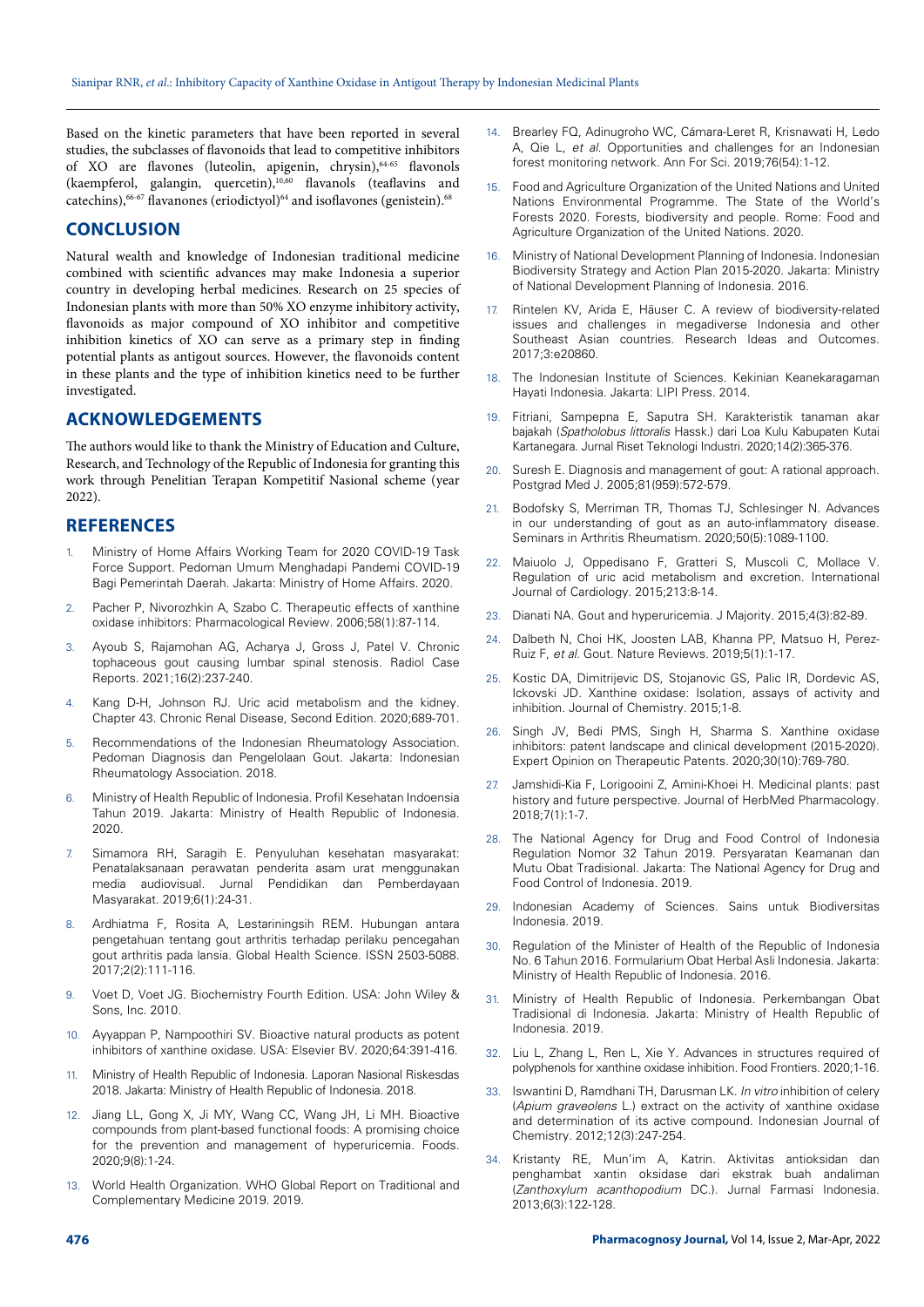Based on the kinetic parameters that have been reported in several studies, the subclasses of flavonoids that lead to competitive inhibitors of XO are flavones (luteolin, apigenin, chrysin),[64-65] flavonols (kaempferol, galangin, quercetin),[10,60] flavanols (teaflavins and catechins),[66-67] flavanones (eriodictyol)[64] and isoflavones (genistein).[68]

## CONCLUSION

Natural wealth and knowledge of Indonesian traditional medicine combined with scientific advances may make Indonesia a superior country in developing herbal medicines. Research on 25 species of Indonesian plants with more than 50% XO enzyme inhibitory activity, flavonoids as major compound of XO inhibitor and competitive inhibition kinetics of XO can serve as a primary step in finding potential plants as antigout sources. However, the flavonoids content in these plants and the type of inhibition kinetics need to be further investigated.

## ACKNOWLEDGEMENTS

The authors would like to thank the Ministry of Education and Culture, Research, and Technology of the Republic of Indonesia for granting this work through Penelitian Terapan Kompetitif Nasional scheme (year 2022).

## REFERENCES

1. Ministry of Home Affairs Working Team for 2020 COVID-19 Task Force Support. Pedoman Umum Menghadapi Pandemi COVID-19 Bagi Pemerintah Daerah. Jakarta: Ministry of Home Affairs. 2020.
2. Pacher P, Nivorozhkin A, Szabo C. Therapeutic effects of xanthine oxidase inhibitors: Pharmacological Review. 2006;58(1):87-114.
3. Ayoub S, Rajamohan AG, Acharya J, Gross J, Patel V. Chronic tophaceous gout causing lumbar spinal stenosis. Radiol Case Reports. 2021;16(2):237-240.
4. Kang D-H, Johnson RJ. Uric acid metabolism and the kidney. Chapter 43. Chronic Renal Disease, Second Edition. 2020;689-701.
5. Recommendations of the Indonesian Rheumatology Association. Pedoman Diagnosis dan Pengelolaan Gout. Jakarta: Indonesian Rheumatology Association. 2018.
6. Ministry of Health Republic of Indonesia. Profil Kesehatan Indoensia Tahun 2019. Jakarta: Ministry of Health Republic of Indonesia. 2020.
7. Simamora RH, Saragih E. Penyuluhan kesehatan masyarakat: Penatalaksanaan perawatan penderita asam urat menggunakan media audiovisual. Jurnal Pendidikan dan Pemberdayaan Masyarakat. 2019;6(1):24-31.
8. Ardhiatma F, Rosita A, Lestariningsih REM. Hubungan antara pengetahuan tentang gout arthritis terhadap perilaku pencegahan gout arthritis pada lansia. Global Health Science. ISSN 2503-5088. 2017;2(2):111-116.
9. Voet D, Voet JG. Biochemistry Fourth Edition. USA: John Wiley & Sons, Inc. 2010.
10. Ayyappan P, Nampoothiri SV. Bioactive natural products as potent inhibitors of xanthine oxidase. USA: Elsevier BV. 2020;64:391-416.
11. Ministry of Health Republic of Indonesia. Laporan Nasional Riskesdas 2018. Jakarta: Ministry of Health Republic of Indonesia. 2018.
12. Jiang LL, Gong X, Ji MY, Wang CC, Wang JH, Li MH. Bioactive compounds from plant-based functional foods: A promising choice for the prevention and management of hyperuricemia. Foods. 2020;9(8):1-24.
13. World Health Organization. WHO Global Report on Traditional and Complementary Medicine 2019. 2019.
14. Brearley FQ, Adinugroho WC, Cámara-Leret R, Krisnawati H, Ledo A, Qie L, *et al*. Opportunities and challenges for an Indonesian forest monitoring network. Ann For Sci. 2019;76(54):1-12.
15. Food and Agriculture Organization of the United Nations and United Nations Environmental Programme. The State of the World's Forests 2020. Forests, biodiversity and people. Rome: Food and Agriculture Organization of the United Nations. 2020.
16. Ministry of National Development Planning of Indonesia. Indonesian Biodiversity Strategy and Action Plan 2015-2020. Jakarta: Ministry of National Development Planning of Indonesia. 2016.
17. Rintelen KV, Arida E, Häuser C. A review of biodiversity-related issues and challenges in megadiverse Indonesia and other Southeast Asian countries. Research Ideas and Outcomes. 2017;3:e20860.
18. The Indonesian Institute of Sciences. Kekinian Keanekaragaman Hayati Indonesia. Jakarta: LIPI Press. 2014.
19. Fitriani, Sampepna E, Saputra SH. Karakteristik tanaman akar bajakah (*Spatholobus littoralis* Hassk.) dari Loa Kulu Kabupaten Kutai Kartanegara. Jurnal Riset Teknologi Industri. 2020;14(2):365-376.
20. Suresh E. Diagnosis and management of gout: A rational approach. Postgrad Med J. 2005;81(959):572-579.
21. Bodofsky S, Merriman TR, Thomas TJ, Schlesinger N. Advances in our understanding of gout as an auto-inflammatory disease. Seminars in Arthritis Rheumatism. 2020;50(5):1089-1100.
22. Maiuolo J, Oppedisano F, Gratteri S, Muscoli C, Mollace V. Regulation of uric acid metabolism and excretion. International Journal of Cardiology. 2015;213:8-14.
23. Dianati NA. Gout and hyperuricemia. J Majority. 2015;4(3):82-89.
24. Dalbeth N, Choi HK, Joosten LAB, Khanna PP, Matsuo H, Perez-Ruiz F, *et al*. Gout. Nature Reviews. 2019;5(1):1-17.
25. Kostic DA, Dimitrijevic DS, Stojanovic GS, Palic IR, Dordevic AS, Ickovski JD. Xanthine oxidase: Isolation, assays of activity and inhibition. Journal of Chemistry. 2015;1-8.
26. Singh JV, Bedi PMS, Singh H, Sharma S. Xanthine oxidase inhibitors: patent landscape and clinical development (2015-2020). Expert Opinion on Therapeutic Patents. 2020;30(10):769-780.
27. Jamshidi-Kia F, Lorigooini Z, Amini-Khoei H. Medicinal plants: past history and future perspective. Journal of HerbMed Pharmacology. 2018;7(1):1-7.
28. The National Agency for Drug and Food Control of Indonesia Regulation Nomor 32 Tahun 2019. Persyaratan Keamanan dan Mutu Obat Tradisional. Jakarta: The National Agency for Drug and Food Control of Indonesia. 2019.
29. Indonesian Academy of Sciences. Sains untuk Biodiversitas Indonesia. 2019.
30. Regulation of the Minister of Health of the Republic of Indonesia No. 6 Tahun 2016. Formularium Obat Herbal Asli Indonesia. Jakarta: Ministry of Health Republic of Indonesia. 2016.
31. Ministry of Health Republic of Indonesia. Perkembangan Obat Tradisional di Indonesia. Jakarta: Ministry of Health Republic of Indonesia. 2019.
32. Liu L, Zhang L, Ren L, Xie Y. Advances in structures required of polyphenols for xanthine oxidase inhibition. Food Frontiers. 2020;1-16.
33. Iswantini D, Ramdhani TH, Darusman LK. *In vitro* inhibition of celery (*Apium graveolens* L.) extract on the activity of xanthine oxidase and determination of its active compound. Indonesian Journal of Chemistry. 2012;12(3):247-254.
34. Kristanty RE, Mun'im A, Katrin. Aktivitas antioksidan dan penghambat xantin oksidase dari ekstrak buah andaliman (*Zanthoxylum acanthopodium* DC.). Jurnal Farmasi Indonesia. 2013;6(3):122-128.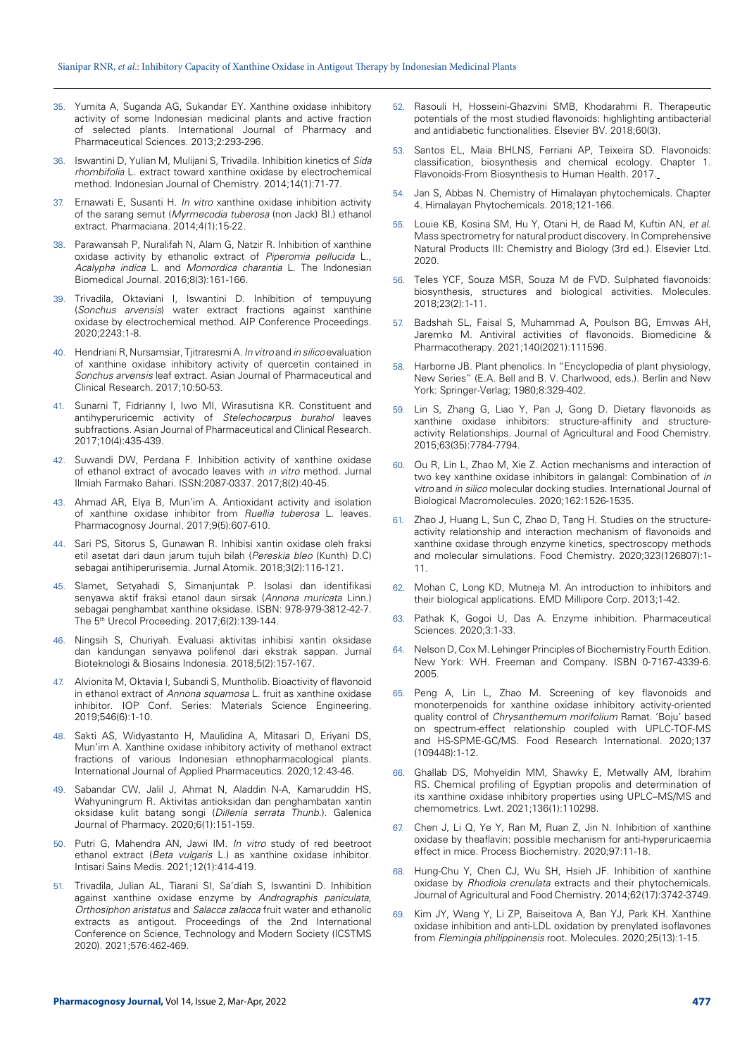35. Yumita A, Suganda AG, Sukandar EY. Xanthine oxidase inhibitory activity of some Indonesian medicinal plants and active fraction of selected plants. International Journal of Pharmacy and Pharmaceutical Sciences. 2013;2:293-296.

36. Iswantini D, Yulian M, Mulijani S, Trivadila. Inhibition kinetics of *Sida rhombifolia* L. extract toward xanthine oxidase by electrochemical method. Indonesian Journal of Chemistry. 2014;14(1):71-77.

37. Ernawati E, Susanti H. *In vitro* xanthine oxidase inhibition activity of the sarang semut (*Myrmecodia tuberosa* (non Jack) Bl.) ethanol extract. Pharmaciana. 2014;4(1):15-22.

38. Parawansah P, Nuralifah N, Alam G, Natzir R. Inhibition of xanthine oxidase activity by ethanolic extract of *Piperomia pellucida* L., *Acalypha indica* L. and *Momordica charantia* L. The Indonesian Biomedical Journal. 2016;8(3):161-166.

39. Trivadila, Oktaviani I, Iswantini D. Inhibition of tempuyung (*Sonchus arvensis*) water extract fractions against xanthine oxidase by electrochemical method. AIP Conference Proceedings. 2020;2243:1-8.

40. Hendriani R, Nursamsiar, Tjitraresmi A. *In vitro* and *in silico* evaluation of xanthine oxidase inhibitory activity of quercetin contained in *Sonchus arvensis* leaf extract. Asian Journal of Pharmaceutical and Clinical Research. 2017;10:50-53.

41. Sunarni T, Fidrianny I, Iwo MI, Wirasutisna KR. Constituent and antihyperuricemic activity of *Stelechocarpus burahol* leaves subfractions. Asian Journal of Pharmaceutical and Clinical Research. 2017;10(4):435-439.

42. Suwandi DW, Perdana F. Inhibition activity of xanthine oxidase of ethanol extract of avocado leaves with *in vitro* method. Jurnal Ilmiah Farmako Bahari. ISSN:2087-0337. 2017;8(2):40-45.

43. Ahmad AR, Elya B, Mun'im A. Antioxidant activity and isolation of xanthine oxidase inhibitor from *Ruellia tuberosa* L. leaves. Pharmacognosy Journal. 2017;9(5):607-610.

44. Sari PS, Sitorus S, Gunawan R. Inhibisi xantin oksidase oleh fraksi etil asetat dari daun jarum tujuh bilah (*Pereskia bleo* (Kunth) D.C) sebagai antihiperurisemia. Jurnal Atomik. 2018;3(2):116-121.

45. Slamet, Setyahadi S, Simanjuntak P. Isolasi dan identifikasi senyawa aktif fraksi etanol daun sirsak (*Annona muricata* Linn.) sebagai penghambat xanthine oksidase. ISBN: 978-979-3812-42-7. The 5th Urecol Proceeding. 2017;6(2):139-144.

46. Ningsih S, Churiyah. Evaluasi aktivitas inhibisi xantin oksidase dan kandungan senyawa polifenol dari ekstrak sappan. Jurnal Bioteknologi & Biosains Indonesia. 2018;5(2):157-167.

47. Alvionita M, Oktavia I, Subandi S, Muntholib. Bioactivity of flavonoid in ethanol extract of *Annona squamosa* L. fruit as xanthine oxidase inhibitor. IOP Conf. Series: Materials Science Engineering. 2019;546(6):1-10.

48. Sakti AS, Widyastanto H, Maulidina A, Mitasari D, Eriyani DS, Mun'im A. Xanthine oxidase inhibitory activity of methanol extract fractions of various Indonesian ethnopharmacological plants. International Journal of Applied Pharmaceutics. 2020;12:43-46.

49. Sabandar CW, Jalil J, Ahmat N, Aladdin N-A, Kamaruddin HS, Wahyuningrum R. Aktivitas antioksidan dan penghambatan xantin oksidase kulit batang songi (*Dillenia serrata Thunb.*). Galenica Journal of Pharmacy. 2020;6(1):151-159.

50. Putri G, Mahendra AN, Jawi IM. *In vitro* study of red beetroot ethanol extract (*Beta vulgaris* L.) as xanthine oxidase inhibitor. Intisari Sains Medis. 2021;12(1):414-419.

51. Trivadila, Julian AL, Tiarani SI, Sa'diah S, Iswantini D. Inhibition against xanthine oxidase enzyme by *Andrographis paniculata*, *Orthosiphon aristatus* and *Salacca zalacca* fruit water and ethanolic extracts as antigout. Proceedings of the 2nd International Conference on Science, Technology and Modern Society (ICSTMS 2020). 2021;576:462-469.

52. Rasouli H, Hosseini-Ghazvini SMB, Khodarahmi R. Therapeutic potentials of the most studied flavonoids: highlighting antibacterial and antidiabetic functionalities. Elsevier BV. 2018;60(3).

53. Santos EL, Maia BHLNS, Ferriani AP, Teixeira SD. Flavonoids: classification, biosynthesis and chemical ecology. Chapter 1. Flavonoids-From Biosynthesis to Human Health. 2017.

54. Jan S, Abbas N. Chemistry of Himalayan phytochemicals. Chapter 4. Himalayan Phytochemicals. 2018;121-166.

55. Louie KB, Kosina SM, Hu Y, Otani H, de Raad M, Kuftin AN, *et al*. Mass spectrometry for natural product discovery. In Comprehensive Natural Products III: Chemistry and Biology (3rd ed.). Elsevier Ltd. 2020.

56. Teles YCF, Souza MSR, Souza M de FVD. Sulphated flavonoids: biosynthesis, structures and biological activities. Molecules. 2018;23(2):1-11.

57. Badshah SL, Faisal S, Muhammad A, Poulson BG, Emwas AH, Jaremko M. Antiviral activities of flavonoids. Biomedicine & Pharmacotherapy. 2021;140(2021):111596.

58. Harborne JB. Plant phenolics. In "Encyclopedia of plant physiology, New Series" (E.A. Bell and B. V. Charlwood, eds.). Berlin and New York: Springer-Verlag; 1980;8:329-402.

59. Lin S, Zhang G, Liao Y, Pan J, Gong D. Dietary flavonoids as xanthine oxidase inhibitors: structure-affinity and structure-activity Relationships. Journal of Agricultural and Food Chemistry. 2015;63(35):7784-7794.

60. Ou R, Lin L, Zhao M, Xie Z. Action mechanisms and interaction of two key xanthine oxidase inhibitors in galangal: Combination of *in vitro* and *in silico* molecular docking studies. International Journal of Biological Macromolecules. 2020;162:1526-1535.

61. Zhao J, Huang L, Sun C, Zhao D, Tang H. Studies on the structure-activity relationship and interaction mechanism of flavonoids and xanthine oxidase through enzyme kinetics, spectroscopy methods and molecular simulations. Food Chemistry. 2020;323(126807):1-11.

62. Mohan C, Long KD, Mutneja M. An introduction to inhibitors and their biological applications. EMD Millipore Corp. 2013;1-42.

63. Pathak K, Gogoi U, Das A. Enzyme inhibition. Pharmaceutical Sciences. 2020;3:1-33.

64. Nelson D, Cox M. Lehinger Principles of Biochemistry Fourth Edition. New York: WH. Freeman and Company. ISBN 0-7167-4339-6. 2005.

65. Peng A, Lin L, Zhao M. Screening of key flavonoids and monoterpenoids for xanthine oxidase inhibitory activity-oriented quality control of *Chrysanthemum morifolium* Ramat. 'Boju' based on spectrum-effect relationship coupled with UPLC-TOF-MS and HS-SPME-GC/MS. Food Research International. 2020;137 (109448):1-12.

66. Ghallab DS, Mohyeldin MM, Shawky E, Metwally AM, Ibrahim RS. Chemical profiling of Egyptian propolis and determination of its xanthine oxidase inhibitory properties using UPLC–MS/MS and chemometrics. Lwt. 2021;136(1):110298.

67. Chen J, Li Q, Ye Y, Ran M, Ruan Z, Jin N. Inhibition of xanthine oxidase by theaflavin: possible mechanism for anti-hyperuricaemia effect in mice. Process Biochemistry. 2020;97:11-18.

68. Hung-Chu Y, Chen CJ, Wu SH, Hsieh JF. Inhibition of xanthine oxidase by *Rhodiola crenulata* extracts and their phytochemicals. Journal of Agricultural and Food Chemistry. 2014;62(17):3742-3749.

69. Kim JY, Wang Y, Li ZP, Baiseitova A, Ban YJ, Park KH. Xanthine oxidase inhibition and anti-LDL oxidation by prenylated isoflavones from *Flemingia philippinensis* root. Molecules. 2020;25(13):1-15.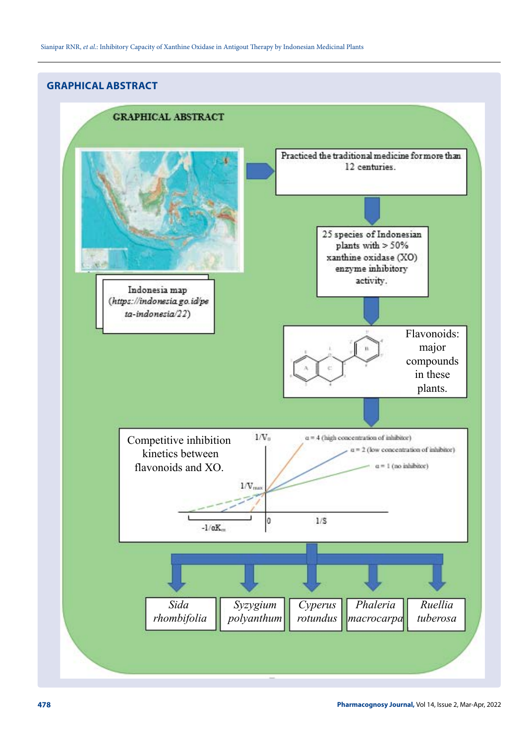## GRAPHICAL ABSTRACT

GRAPHICAL ABSTRACT

Indonesia map (*https://indonesia.go.id/peta-indonesia/22*)

Practiced the traditional medicine for more than 12 centuries.

25 species of Indonesian plants with > 50% xanthine oxidase (XO) enzyme inhibitory activity.

Flavonoids: major compounds in these plants.

Competitive inhibition kinetics between flavonoids and XO.

$1/V_0$

$\alpha = 4$ (high concentration of inhibitor)

$\alpha = 2$ (low concentration of inhibitor)

$\alpha = 1$ (no inhibitor)

$1/V_{max}$

$-1/\alpha K_m$

0

$1/S$

*Sida rhombifolia*

*Syzygium polyanthum*

*Cyperus rotundus*

*Phaleria macrocarpa*

*Ruellia tuberosa*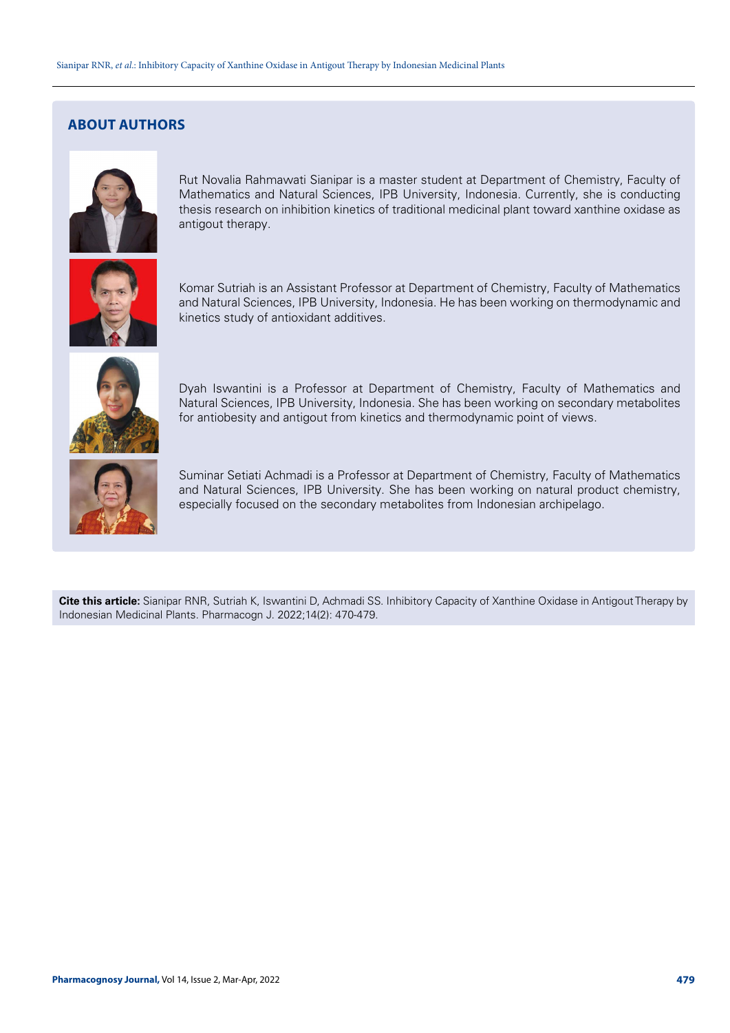## ABOUT AUTHORS

Rut Novalia Rahmawati Sianipar is a master student at Department of Chemistry, Faculty of Mathematics and Natural Sciences, IPB University, Indonesia. Currently, she is conducting thesis research on inhibition kinetics of traditional medicinal plant toward xanthine oxidase as antigout therapy.

Komar Sutriah is an Assistant Professor at Department of Chemistry, Faculty of Mathematics and Natural Sciences, IPB University, Indonesia. He has been working on thermodynamic and kinetics study of antioxidant additives.

Dyah Iswantini is a Professor at Department of Chemistry, Faculty of Mathematics and Natural Sciences, IPB University, Indonesia. She has been working on secondary metabolites for antiobesity and antigout from kinetics and thermodynamic point of views.

Suminar Setiati Achmadi is a Professor at Department of Chemistry, Faculty of Mathematics and Natural Sciences, IPB University. She has been working on natural product chemistry, especially focused on the secondary metabolites from Indonesian archipelago.

**Cite this article:** Sianipar RNR, Sutriah K, Iswantini D, Achmadi SS. Inhibitory Capacity of Xanthine Oxidase in Antigout Therapy by Indonesian Medicinal Plants. Pharmacogn J. 2022;14(2): 470-479.